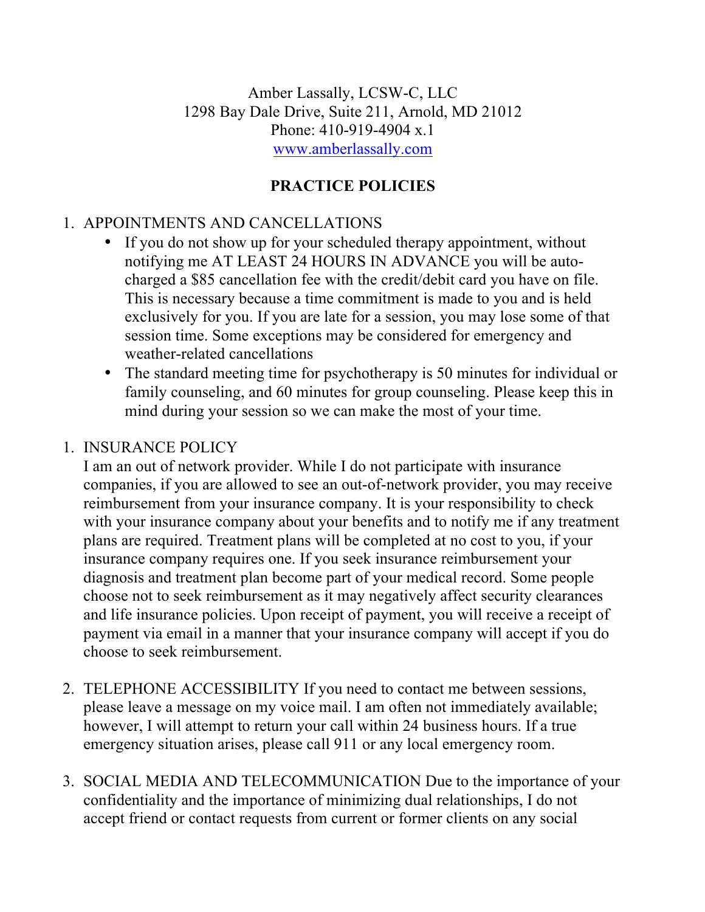Amber Lassally, LCSW-C, LLC
1298 Bay Dale Drive, Suite 211, Arnold, MD 21012
Phone: 410-919-4904 x.1
www.amberlassally.com

## PRACTICE POLICIES

1. APPOINTMENTS AND CANCELLATIONS
   - If you do not show up for your scheduled therapy appointment, without notifying me AT LEAST 24 HOURS IN ADVANCE you will be auto-charged a $85 cancellation fee with the credit/debit card you have on file. This is necessary because a time commitment is made to you and is held exclusively for you. If you are late for a session, you may lose some of that session time. Some exceptions may be considered for emergency and weather-related cancellations
   - The standard meeting time for psychotherapy is 50 minutes for individual or family counseling, and 60 minutes for group counseling. Please keep this in mind during your session so we can make the most of your time.

1. INSURANCE POLICY
   I am an out of network provider. While I do not participate with insurance companies, if you are allowed to see an out-of-network provider, you may receive reimbursement from your insurance company. It is your responsibility to check with your insurance company about your benefits and to notify me if any treatment plans are required. Treatment plans will be completed at no cost to you, if your insurance company requires one. If you seek insurance reimbursement your diagnosis and treatment plan become part of your medical record. Some people choose not to seek reimbursement as it may negatively affect security clearances and life insurance policies. Upon receipt of payment, you will receive a receipt of payment via email in a manner that your insurance company will accept if you do choose to seek reimbursement.

2. TELEPHONE ACCESSIBILITY If you need to contact me between sessions, please leave a message on my voice mail. I am often not immediately available; however, I will attempt to return your call within 24 business hours. If a true emergency situation arises, please call 911 or any local emergency room.

3. SOCIAL MEDIA AND TELECOMMUNICATION Due to the importance of your confidentiality and the importance of minimizing dual relationships, I do not accept friend or contact requests from current or former clients on any social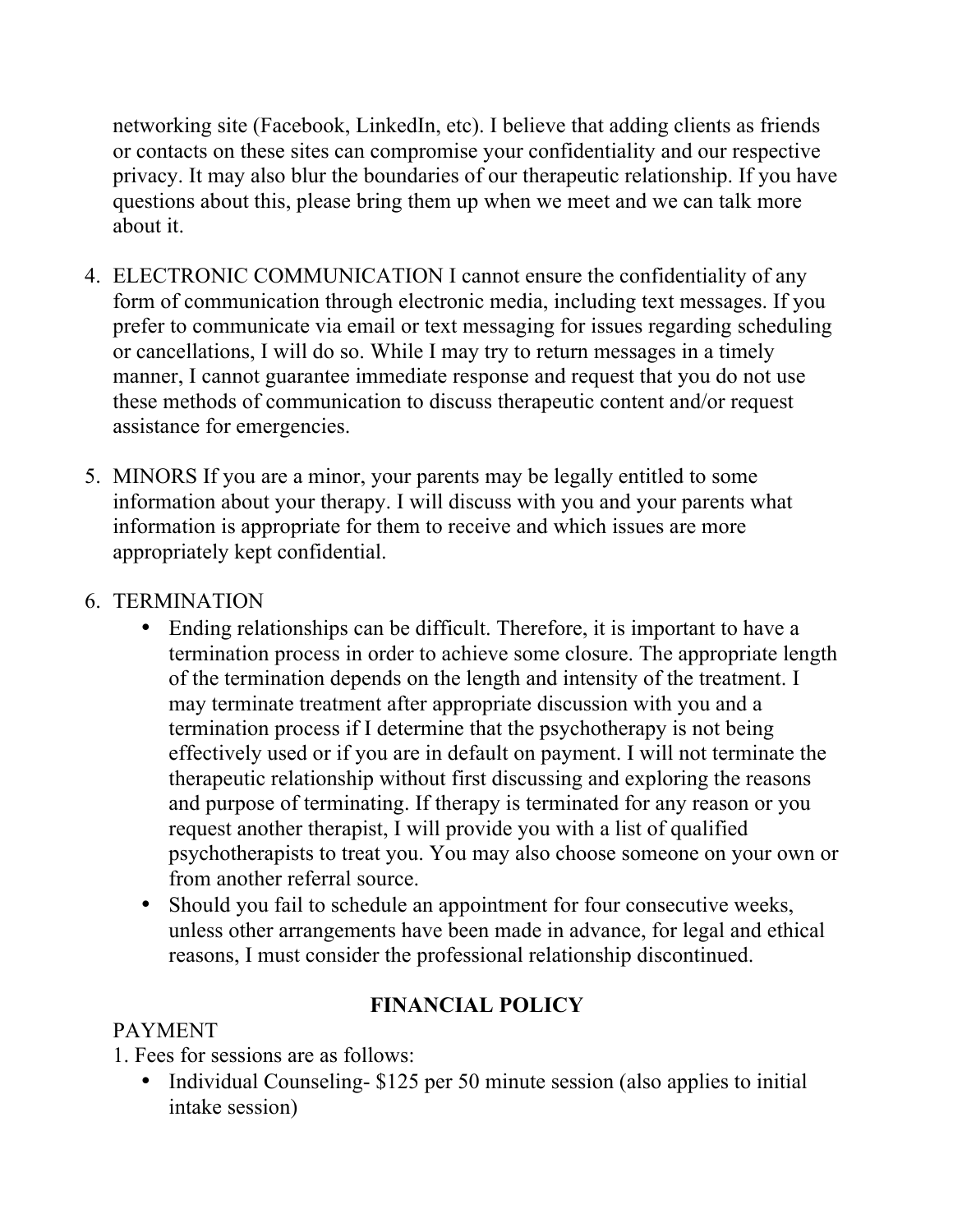networking site (Facebook, LinkedIn, etc). I believe that adding clients as friends or contacts on these sites can compromise your confidentiality and our respective privacy. It may also blur the boundaries of our therapeutic relationship. If you have questions about this, please bring them up when we meet and we can talk more about it.

4. ELECTRONIC COMMUNICATION I cannot ensure the confidentiality of any form of communication through electronic media, including text messages. If you prefer to communicate via email or text messaging for issues regarding scheduling or cancellations, I will do so. While I may try to return messages in a timely manner, I cannot guarantee immediate response and request that you do not use these methods of communication to discuss therapeutic content and/or request assistance for emergencies.

5. MINORS If you are a minor, your parents may be legally entitled to some information about your therapy. I will discuss with you and your parents what information is appropriate for them to receive and which issues are more appropriately kept confidential.

6. TERMINATION
   - Ending relationships can be difficult. Therefore, it is important to have a termination process in order to achieve some closure. The appropriate length of the termination depends on the length and intensity of the treatment. I may terminate treatment after appropriate discussion with you and a termination process if I determine that the psychotherapy is not being effectively used or if you are in default on payment. I will not terminate the therapeutic relationship without first discussing and exploring the reasons and purpose of terminating. If therapy is terminated for any reason or you request another therapist, I will provide you with a list of qualified psychotherapists to treat you. You may also choose someone on your own or from another referral source.
   - Should you fail to schedule an appointment for four consecutive weeks, unless other arrangements have been made in advance, for legal and ethical reasons, I must consider the professional relationship discontinued.

## FINANCIAL POLICY

PAYMENT

1. Fees for sessions are as follows:
   - Individual Counseling- $125 per 50 minute session (also applies to initial intake session)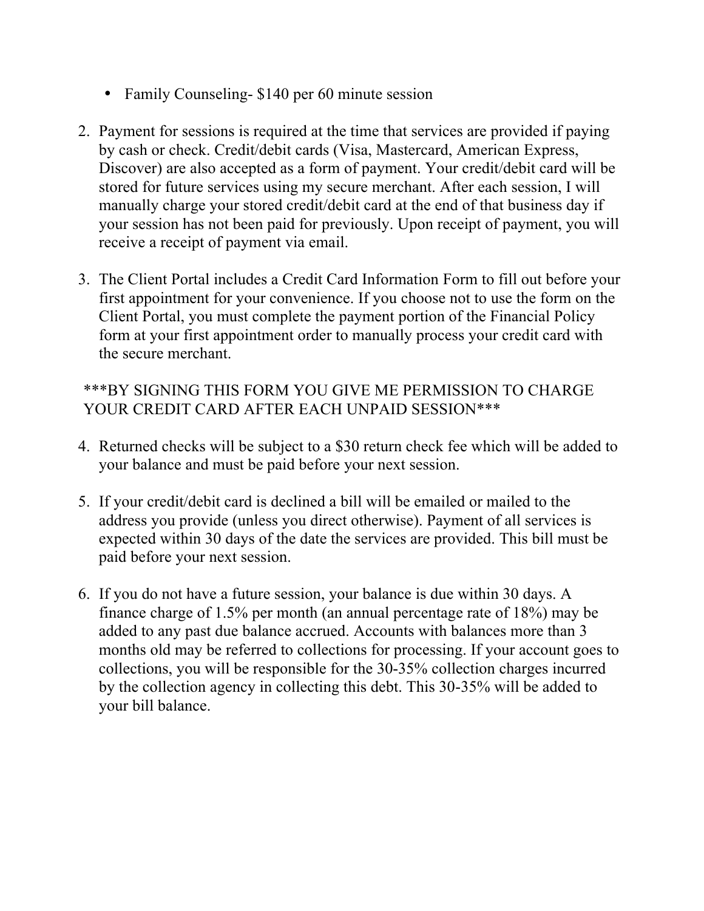- Family Counseling- $140 per 60 minute session

2. Payment for sessions is required at the time that services are provided if paying by cash or check. Credit/debit cards (Visa, Mastercard, American Express, Discover) are also accepted as a form of payment. Your credit/debit card will be stored for future services using my secure merchant. After each session, I will manually charge your stored credit/debit card at the end of that business day if your session has not been paid for previously. Upon receipt of payment, you will receive a receipt of payment via email.

3. The Client Portal includes a Credit Card Information Form to fill out before your first appointment for your convenience. If you choose not to use the form on the Client Portal, you must complete the payment portion of the Financial Policy form at your first appointment order to manually process your credit card with the secure merchant.

***BY SIGNING THIS FORM YOU GIVE ME PERMISSION TO CHARGE YOUR CREDIT CARD AFTER EACH UNPAID SESSION***

4. Returned checks will be subject to a $30 return check fee which will be added to your balance and must be paid before your next session.

5. If your credit/debit card is declined a bill will be emailed or mailed to the address you provide (unless you direct otherwise). Payment of all services is expected within 30 days of the date the services are provided. This bill must be paid before your next session.

6. If you do not have a future session, your balance is due within 30 days. A finance charge of 1.5% per month (an annual percentage rate of 18%) may be added to any past due balance accrued. Accounts with balances more than 3 months old may be referred to collections for processing. If your account goes to collections, you will be responsible for the 30-35% collection charges incurred by the collection agency in collecting this debt. This 30-35% will be added to your bill balance.